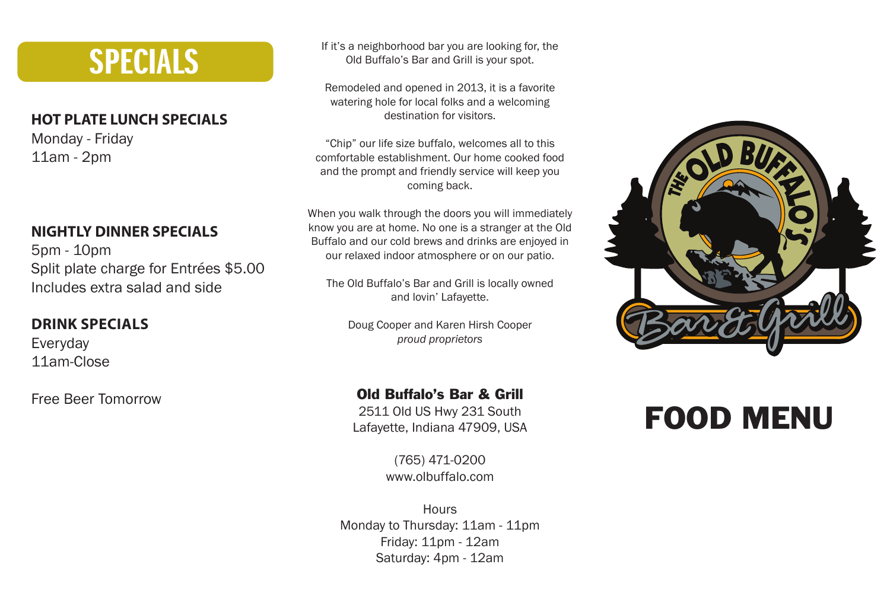# SPECIALS

### HOT PLATE LUNCH SPECIALS

Monday - Friday
11am - 2pm

### NIGHTLY DINNER SPECIALS

5pm - 10pm
Split plate charge for Entrées $5.00
Includes extra salad and side

### DRINK SPECIALS

Everyday
11am-Close

Free Beer Tomorrow

If it's a neighborhood bar you are looking for, the Old Buffalo's Bar and Grill is your spot.

Remodeled and opened in 2013, it is a favorite watering hole for local folks and a welcoming destination for visitors.

"Chip" our life size buffalo, welcomes all to this comfortable establishment. Our home cooked food and the prompt and friendly service will keep you coming back.

When you walk through the doors you will immediately know you are at home. No one is a stranger at the Old Buffalo and our cold brews and drinks are enjoyed in our relaxed indoor atmosphere or on our patio.

The Old Buffalo's Bar and Grill is locally owned and lovin' Lafayette.

Doug Cooper and Karen Hirsh Cooper
*proud proprietors*

**Old Buffalo's Bar & Grill**
2511 Old US Hwy 231 South
Lafayette, Indiana 47909, USA

(765) 471-0200
www.olbuffalo.com

Hours
Monday to Thursday: 11am - 11pm
Friday: 11pm - 12am
Saturday: 4pm - 12am

THE OLD BUFFALO'S Bar & Grill

# FOOD MENU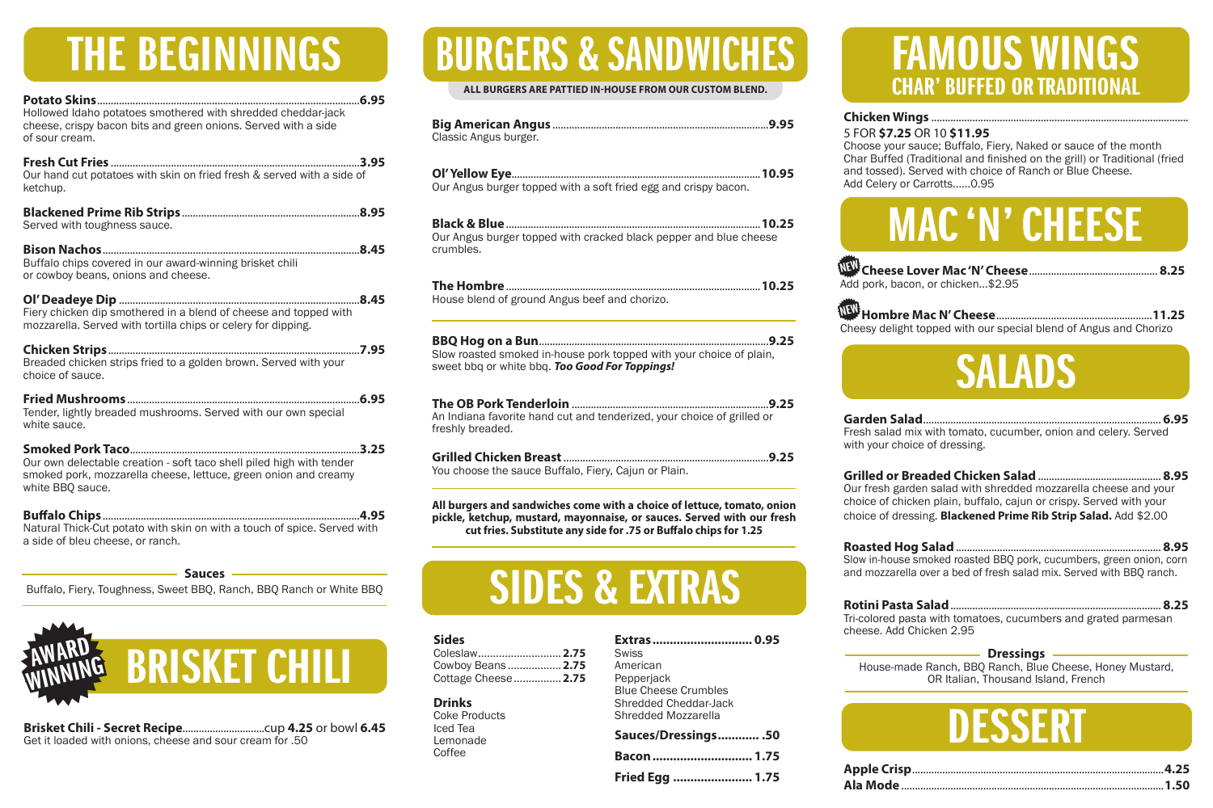# THE BEGINNINGS

**Potato Skins**..........**6.95**
Hollowed Idaho potatoes smothered with shredded cheddar-jack cheese, crispy bacon bits and green onions. Served with a side of sour cream.

**Fresh Cut Fries**..........**3.95**
Our hand cut potatoes with skin on fried fresh & served with a side of ketchup.

**Blackened Prime Rib Strips**..........**8.95**
Served with toughness sauce.

**Bison Nachos**..........**8.45**
Buffalo chips covered in our award-winning brisket chili or cowboy beans, onions and cheese.

**Ol' Deadeye Dip**..........**8.45**
Fiery chicken dip smothered in a blend of cheese and topped with mozzarella. Served with tortilla chips or celery for dipping.

**Chicken Strips**..........**7.95**
Breaded chicken strips fried to a golden brown. Served with your choice of sauce.

**Fried Mushrooms**..........**6.95**
Tender, lightly breaded mushrooms. Served with our own special white sauce.

**Smoked Pork Taco**..........**3.25**
Our own delectable creation - soft taco shell piled high with tender smoked pork, mozzarella cheese, lettuce, green onion and creamy white BBQ sauce.

**Buffalo Chips**..........**4.95**
Natural Thick-Cut potato with skin on with a touch of spice. Served with a side of bleu cheese, or ranch.

**Sauces**

Buffalo, Fiery, Toughness, Sweet BBQ, Ranch, BBQ Ranch or White BBQ

# AWARD WINNING BRISKET CHILI

**Brisket Chili - Secret Recipe**..........cup **4.25** or bowl **6.45**
Get it loaded with onions, cheese and sour cream for .50

# BURGERS & SANDWICHES

**ALL BURGERS ARE PATTIED IN-HOUSE FROM OUR CUSTOM BLEND.**

**Big American Angus**..........**9.95**
Classic Angus burger.

**Ol' Yellow Eye**..........**10.95**
Our Angus burger topped with a soft fried egg and crispy bacon.

**Black & Blue**..........**10.25**
Our Angus burger topped with cracked black pepper and blue cheese crumbles.

**The Hombre**..........**10.25**
House blend of ground Angus beef and chorizo.

**BBQ Hog on a Bun**..........**9.25**
Slow roasted smoked in-house pork topped with your choice of plain, sweet bbq or white bbq. ***Too Good For Toppings!***

**The OB Pork Tenderloin**..........**9.25**
An Indiana favorite hand cut and tenderized, your choice of grilled or freshly breaded.

**Grilled Chicken Breast**..........**9.25**
You choose the sauce Buffalo, Fiery, Cajun or Plain.

**All burgers and sandwiches come with a choice of lettuce, tomato, onion pickle, ketchup, mustard, mayonnaise, or sauces. Served with our fresh cut fries. Substitute any side for .75 or Buffalo chips for 1.25**

# SIDES & EXTRAS

**Sides**
Coleslaw..........**2.75**
Cowboy Beans..........**2.75**
Cottage Cheese..........**2.75**

**Drinks**
Coke Products
Iced Tea
Lemonade
Coffee

**Extras**..........**0.95**
Swiss
American
Pepperjack
Blue Cheese Crumbles
Shredded Cheddar-Jack
Shredded Mozzarella

**Sauces/Dressings**..........**.50**

**Bacon**..........**1.75**

**Fried Egg**..........**1.75**

# FAMOUS WINGS
## CHAR' BUFFED OR TRADITIONAL

**Chicken Wings**..........
5 FOR **$7.25** OR 10 **$11.95**
Choose your sauce; Buffalo, Fiery, Naked or sauce of the month Char Buffed (Traditional and finished on the grill) or Traditional (fried and tossed). Served with choice of Ranch or Blue Cheese.
Add Celery or Carrotts......0.95

# MAC 'N' CHEESE

NEW **Cheese Lover Mac 'N' Cheese**..........**8.25**
Add pork, bacon, or chicken...$2.95

NEW **Hombre Mac N' Cheese**..........**11.25**
Cheesy delight topped with our special blend of Angus and Chorizo

# SALADS

**Garden Salad**..........**6.95**
Fresh salad mix with tomato, cucumber, onion and celery. Served with your choice of dressing.

**Grilled or Breaded Chicken Salad**..........**8.95**
Our fresh garden salad with shredded mozzarella cheese and your choice of chicken plain, buffalo, cajun or crispy. Served with your choice of dressing. **Blackened Prime Rib Strip Salad.** Add $2.00

**Roasted Hog Salad**..........**8.95**
Slow in-house smoked roasted BBQ pork, cucumbers, green onion, corn and mozzarella over a bed of fresh salad mix. Served with BBQ ranch.

**Rotini Pasta Salad**..........**8.25**
Tri-colored pasta with tomatoes, cucumbers and grated parmesan cheese. Add Chicken 2.95

**Dressings**

House-made Ranch, BBQ Ranch, Blue Cheese, Honey Mustard, OR Italian, Thousand Island, French

# DESSERT

**Apple Crisp**..........**4.25**
**Ala Mode**..........**1.50**